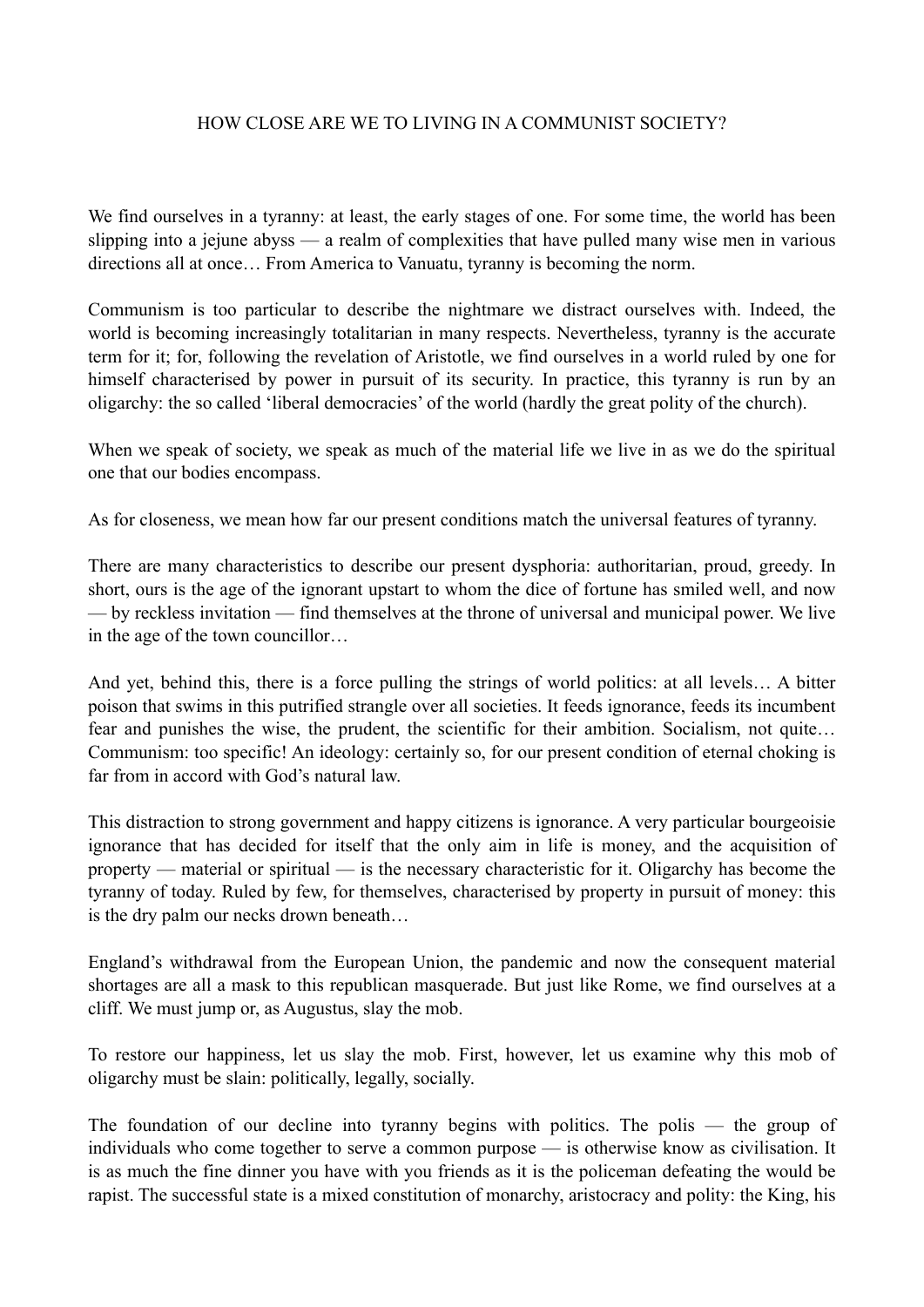# HOW CLOSE ARE WE TO LIVING IN A COMMUNIST SOCIETY?

We find ourselves in a tyranny: at least, the early stages of one. For some time, the world has been slipping into a jejune abyss — a realm of complexities that have pulled many wise men in various directions all at once… From America to Vanuatu, tyranny is becoming the norm.

Communism is too particular to describe the nightmare we distract ourselves with. Indeed, the world is becoming increasingly totalitarian in many respects. Nevertheless, tyranny is the accurate term for it; for, following the revelation of Aristotle, we find ourselves in a world ruled by one for himself characterised by power in pursuit of its security. In practice, this tyranny is run by an oligarchy: the so called 'liberal democracies' of the world (hardly the great polity of the church).

When we speak of society, we speak as much of the material life we live in as we do the spiritual one that our bodies encompass.

As for closeness, we mean how far our present conditions match the universal features of tyranny.

There are many characteristics to describe our present dysphoria: authoritarian, proud, greedy. In short, ours is the age of the ignorant upstart to whom the dice of fortune has smiled well, and now — by reckless invitation — find themselves at the throne of universal and municipal power. We live in the age of the town councillor…

And yet, behind this, there is a force pulling the strings of world politics: at all levels… A bitter poison that swims in this putrified strangle over all societies. It feeds ignorance, feeds its incumbent fear and punishes the wise, the prudent, the scientific for their ambition. Socialism, not quite… Communism: too specific! An ideology: certainly so, for our present condition of eternal choking is far from in accord with God's natural law.

This distraction to strong government and happy citizens is ignorance. A very particular bourgeoisie ignorance that has decided for itself that the only aim in life is money, and the acquisition of property — material or spiritual — is the necessary characteristic for it. Oligarchy has become the tyranny of today. Ruled by few, for themselves, characterised by property in pursuit of money: this is the dry palm our necks drown beneath…

England's withdrawal from the European Union, the pandemic and now the consequent material shortages are all a mask to this republican masquerade. But just like Rome, we find ourselves at a cliff. We must jump or, as Augustus, slay the mob.

To restore our happiness, let us slay the mob. First, however, let us examine why this mob of oligarchy must be slain: politically, legally, socially.

The foundation of our decline into tyranny begins with politics. The polis — the group of individuals who come together to serve a common purpose — is otherwise know as civilisation. It is as much the fine dinner you have with you friends as it is the policeman defeating the would be rapist. The successful state is a mixed constitution of monarchy, aristocracy and polity: the King, his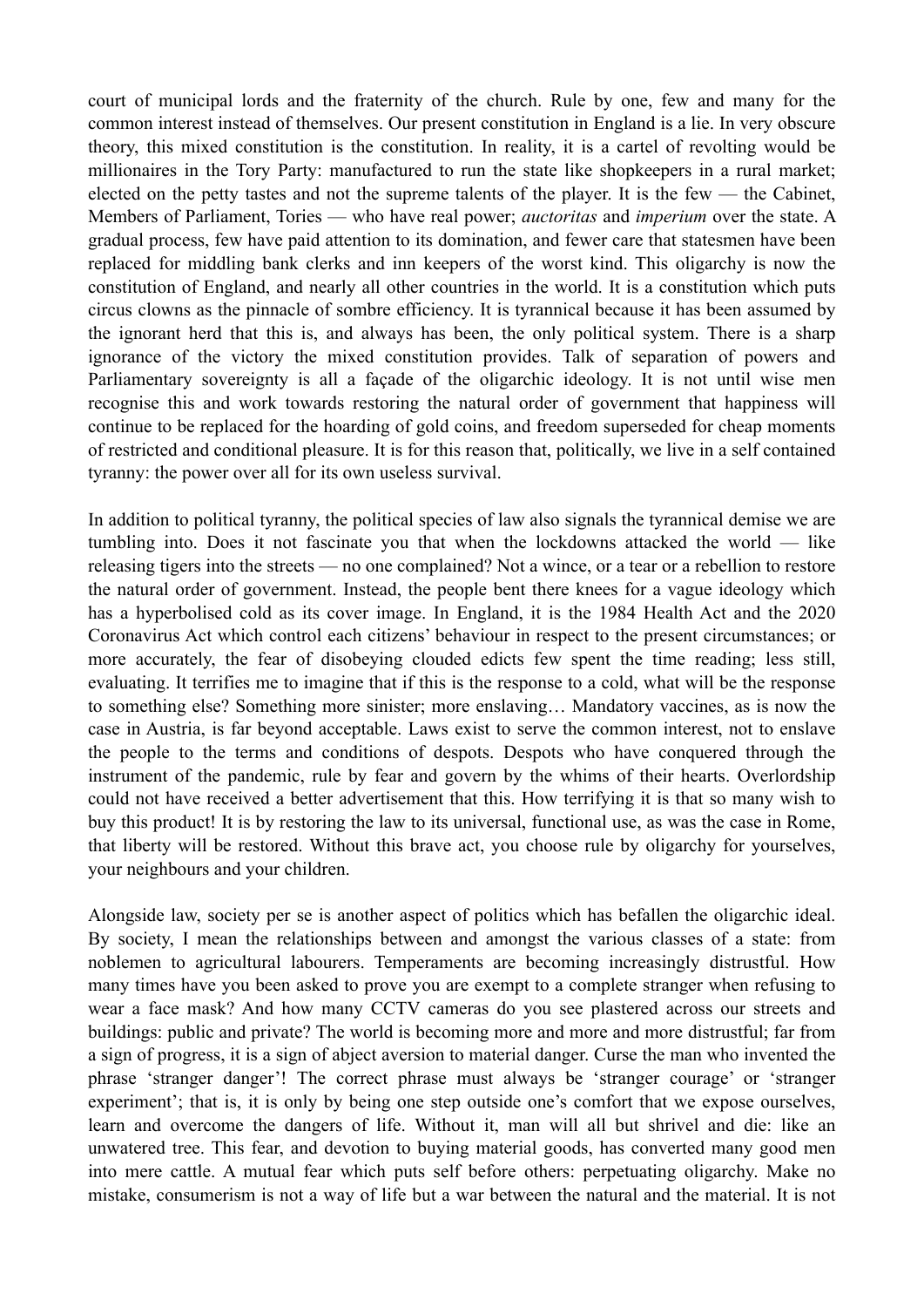court of municipal lords and the fraternity of the church. Rule by one, few and many for the common interest instead of themselves. Our present constitution in England is a lie. In very obscure theory, this mixed constitution is the constitution. In reality, it is a cartel of revolting would be millionaires in the Tory Party: manufactured to run the state like shopkeepers in a rural market; elected on the petty tastes and not the supreme talents of the player. It is the few — the Cabinet, Members of Parliament, Tories — who have real power; *auctoritas* and *imperium* over the state. A gradual process, few have paid attention to its domination, and fewer care that statesmen have been replaced for middling bank clerks and inn keepers of the worst kind. This oligarchy is now the constitution of England, and nearly all other countries in the world. It is a constitution which puts circus clowns as the pinnacle of sombre efficiency. It is tyrannical because it has been assumed by the ignorant herd that this is, and always has been, the only political system. There is a sharp ignorance of the victory the mixed constitution provides. Talk of separation of powers and Parliamentary sovereignty is all a façade of the oligarchic ideology. It is not until wise men recognise this and work towards restoring the natural order of government that happiness will continue to be replaced for the hoarding of gold coins, and freedom superseded for cheap moments of restricted and conditional pleasure. It is for this reason that, politically, we live in a self contained tyranny: the power over all for its own useless survival.

In addition to political tyranny, the political species of law also signals the tyrannical demise we are tumbling into. Does it not fascinate you that when the lockdowns attacked the world — like releasing tigers into the streets — no one complained? Not a wince, or a tear or a rebellion to restore the natural order of government. Instead, the people bent there knees for a vague ideology which has a hyperbolised cold as its cover image. In England, it is the 1984 Health Act and the 2020 Coronavirus Act which control each citizens' behaviour in respect to the present circumstances; or more accurately, the fear of disobeying clouded edicts few spent the time reading; less still, evaluating. It terrifies me to imagine that if this is the response to a cold, what will be the response to something else? Something more sinister; more enslaving… Mandatory vaccines, as is now the case in Austria, is far beyond acceptable. Laws exist to serve the common interest, not to enslave the people to the terms and conditions of despots. Despots who have conquered through the instrument of the pandemic, rule by fear and govern by the whims of their hearts. Overlordship could not have received a better advertisement that this. How terrifying it is that so many wish to buy this product! It is by restoring the law to its universal, functional use, as was the case in Rome, that liberty will be restored. Without this brave act, you choose rule by oligarchy for yourselves, your neighbours and your children.

Alongside law, society per se is another aspect of politics which has befallen the oligarchic ideal. By society, I mean the relationships between and amongst the various classes of a state: from noblemen to agricultural labourers. Temperaments are becoming increasingly distrustful. How many times have you been asked to prove you are exempt to a complete stranger when refusing to wear a face mask? And how many CCTV cameras do you see plastered across our streets and buildings: public and private? The world is becoming more and more and more distrustful; far from a sign of progress, it is a sign of abject aversion to material danger. Curse the man who invented the phrase 'stranger danger'! The correct phrase must always be 'stranger courage' or 'stranger experiment'; that is, it is only by being one step outside one's comfort that we expose ourselves, learn and overcome the dangers of life. Without it, man will all but shrivel and die: like an unwatered tree. This fear, and devotion to buying material goods, has converted many good men into mere cattle. A mutual fear which puts self before others: perpetuating oligarchy. Make no mistake, consumerism is not a way of life but a war between the natural and the material. It is not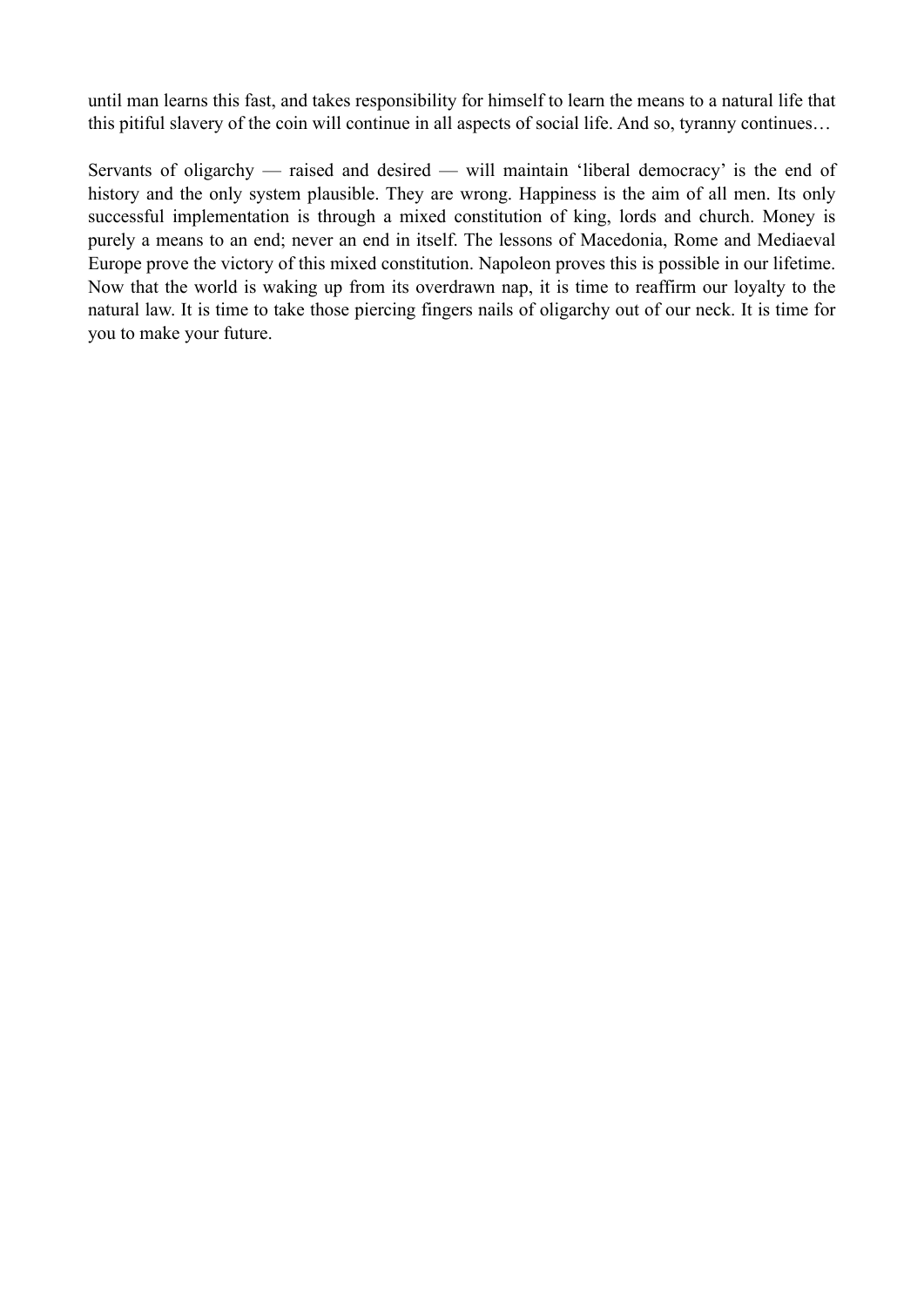until man learns this fast, and takes responsibility for himself to learn the means to a natural life that this pitiful slavery of the coin will continue in all aspects of social life. And so, tyranny continues…

Servants of oligarchy — raised and desired — will maintain 'liberal democracy' is the end of history and the only system plausible. They are wrong. Happiness is the aim of all men. Its only successful implementation is through a mixed constitution of king, lords and church. Money is purely a means to an end; never an end in itself. The lessons of Macedonia, Rome and Mediaeval Europe prove the victory of this mixed constitution. Napoleon proves this is possible in our lifetime. Now that the world is waking up from its overdrawn nap, it is time to reaffirm our loyalty to the natural law. It is time to take those piercing fingers nails of oligarchy out of our neck. It is time for you to make your future.